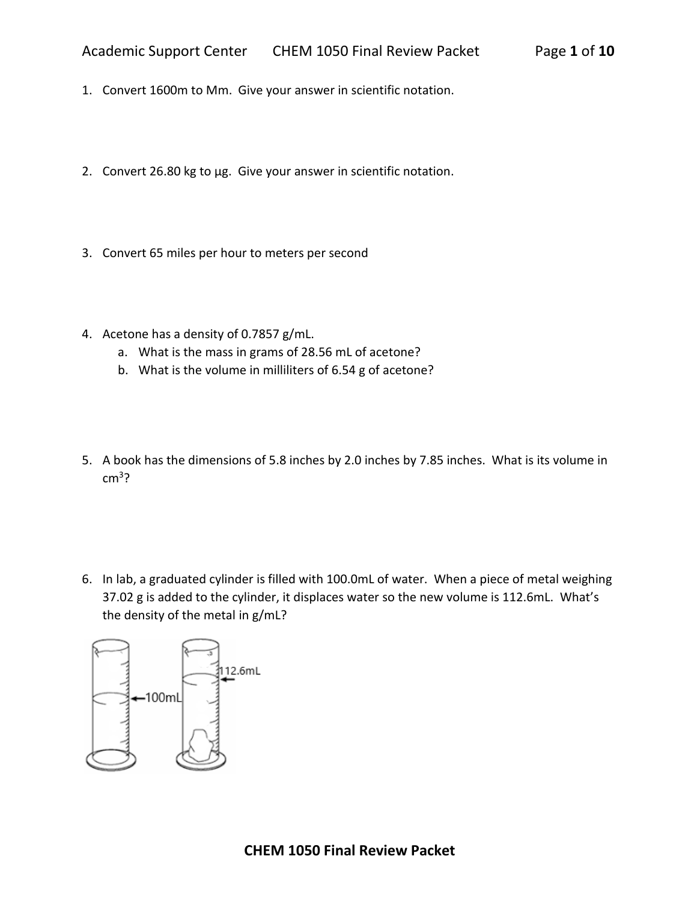1. Convert 1600m to Mm. Give your answer in scientific notation.

2. Convert 26.80 kg to μg. Give your answer in scientific notation.

3. Convert 65 miles per hour to meters per second

4. Acetone has a density of 0.7857 g/mL.
   a. What is the mass in grams of 28.56 mL of acetone?
   b. What is the volume in milliliters of 6.54 g of acetone?

5. A book has the dimensions of 5.8 inches by 2.0 inches by 7.85 inches. What is its volume in $cm^3$?

6. In lab, a graduated cylinder is filled with 100.0mL of water. When a piece of metal weighing 37.02 g is added to the cylinder, it displaces water so the new volume is 112.6mL. What's the density of the metal in g/mL?

100mL

112.6mL

**CHEM 1050 Final Review Packet**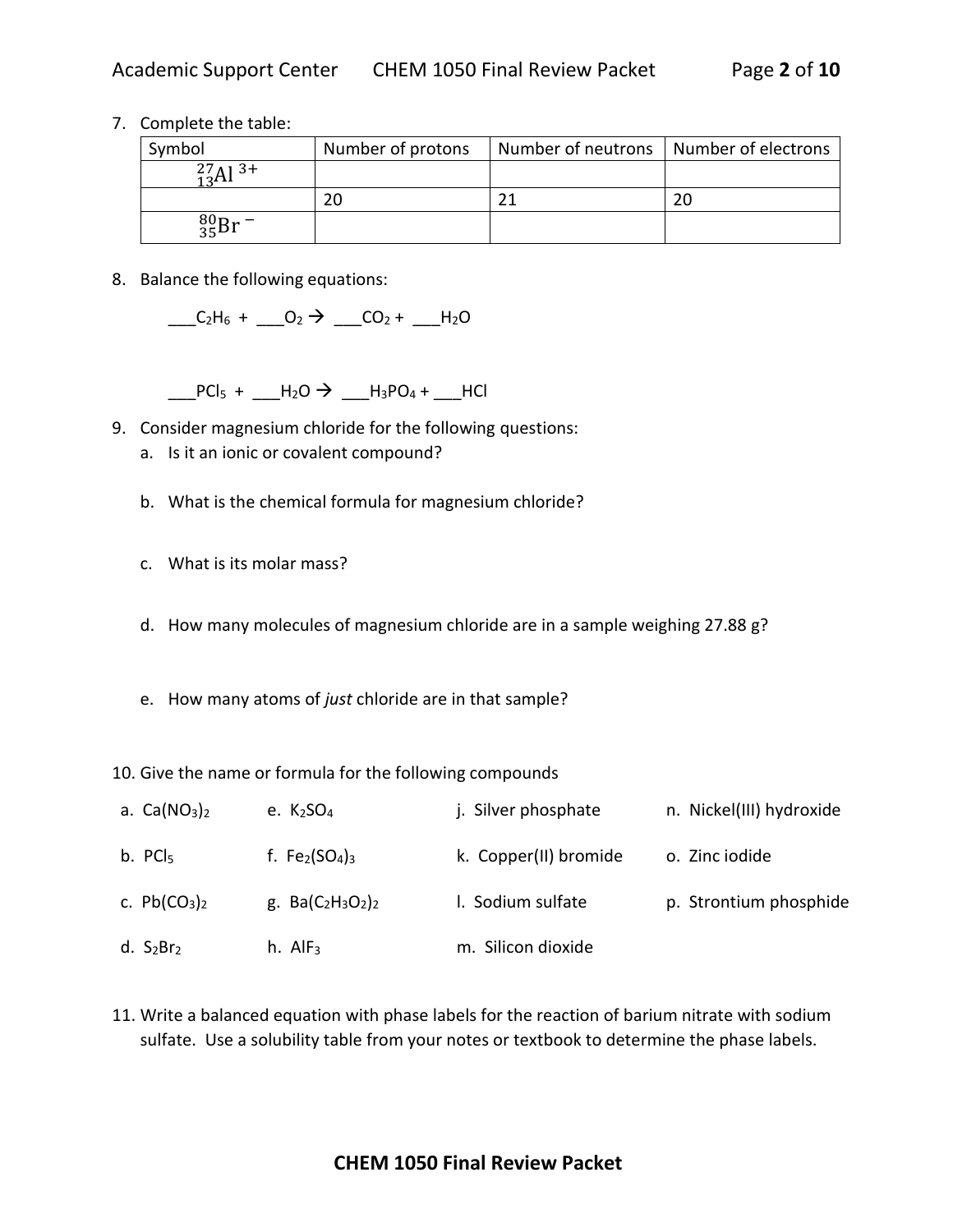7. Complete the table:

| Symbol | Number of protons | Number of neutrons | Number of electrons |
|---|---|---|---|
| $^{27}_{13}Al^{3+}$ | | | |
| | 20 | 21 | 20 |
| $^{80}_{35}Br^{-}$ | | | |

8. Balance the following equations:

 ___$C_2H_6$ + ___$O_2$ → ___$CO_2$ + ___$H_2O$

 ___$PCl_5$ + ___$H_2O$ → ___$H_3PO_4$ + ___$HCl$

9. Consider magnesium chloride for the following questions:
   a. Is it an ionic or covalent compound?

   b. What is the chemical formula for magnesium chloride?

   c. What is its molar mass?

   d. How many molecules of magnesium chloride are in a sample weighing 27.88 g?

   e. How many atoms of *just* chloride are in that sample?

10. Give the name or formula for the following compounds

a. $Ca(NO_3)_2$

b. $PCl_5$

c. $Pb(CO_3)_2$

d. $S_2Br_2$

e. $K_2SO_4$

f. $Fe_2(SO_4)_3$

g. $Ba(C_2H_3O_2)_2$

h. $AlF_3$

j. Silver phosphate

k. Copper(II) bromide

l. Sodium sulfate

m. Silicon dioxide

n. Nickel(III) hydroxide

o. Zinc iodide

p. Strontium phosphide

11. Write a balanced equation with phase labels for the reaction of barium nitrate with sodium sulfate. Use a solubility table from your notes or textbook to determine the phase labels.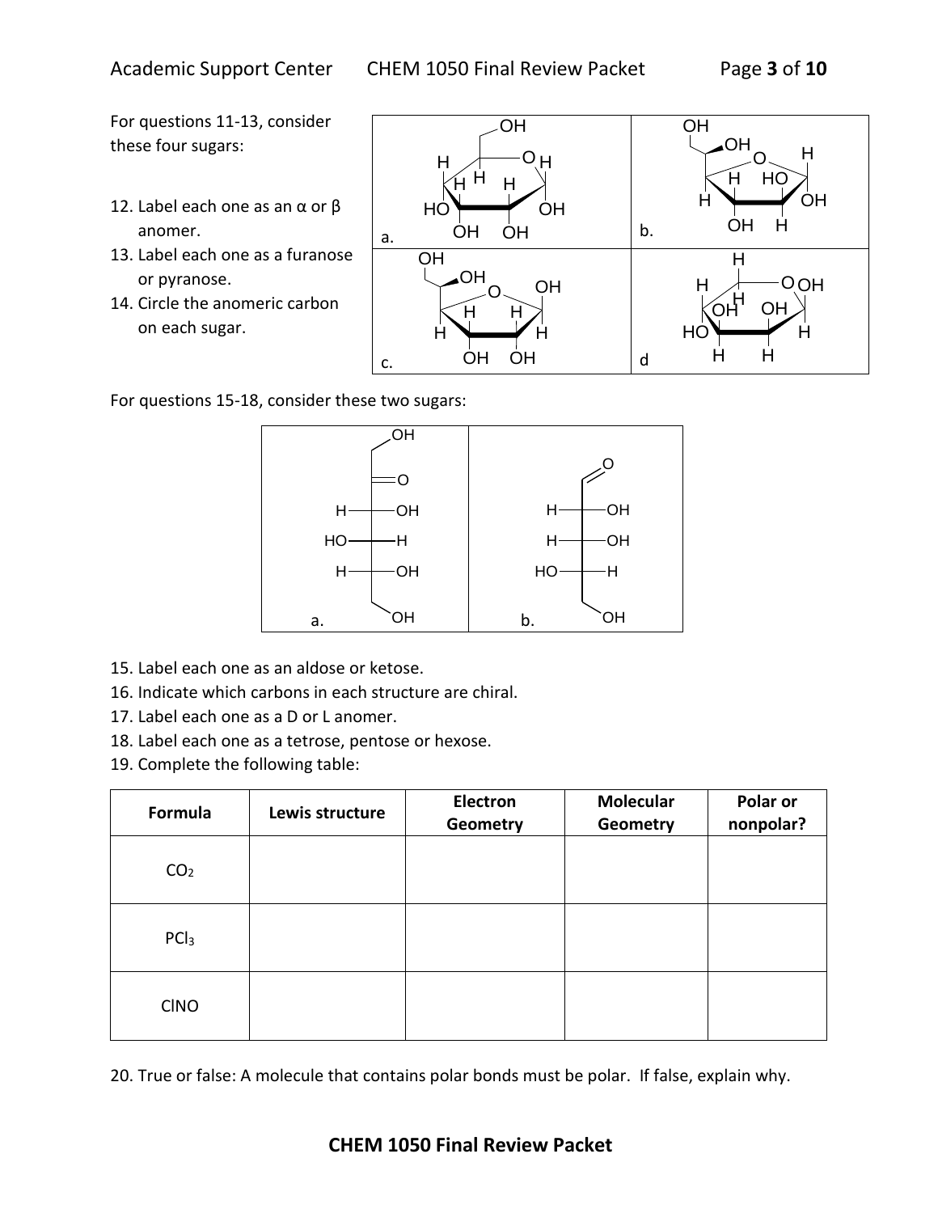For questions 11-13, consider these four sugars:

12. Label each one as an α or β anomer.
13. Label each one as a furanose or pyranose.
14. Circle the anomeric carbon on each sugar.

For questions 15-18, consider these two sugars:

15. Label each one as an aldose or ketose.
16. Indicate which carbons in each structure are chiral.
17. Label each one as a D or L anomer.
18. Label each one as a tetrose, pentose or hexose.
19. Complete the following table:

| Formula | Lewis structure | Electron Geometry | Molecular Geometry | Polar or nonpolar? |
|---|---|---|---|---|
| $CO_2$ | | | | |
| $PCl_3$ | | | | |
| ClNO | | | | |

20. True or false: A molecule that contains polar bonds must be polar. If false, explain why.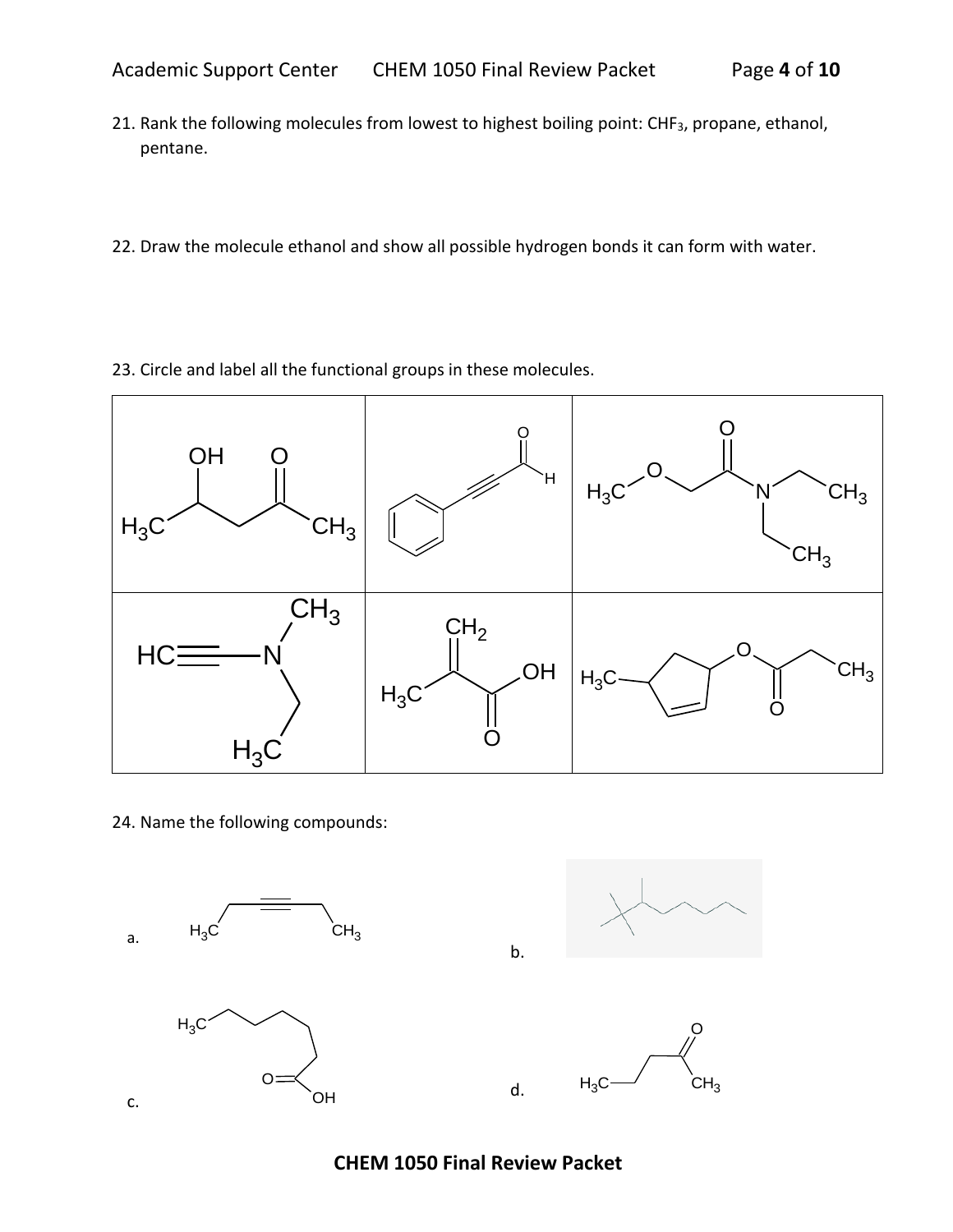21. Rank the following molecules from lowest to highest boiling point: $CHF_3$, propane, ethanol, pentane.

22. Draw the molecule ethanol and show all possible hydrogen bonds it can form with water.

23. Circle and label all the functional groups in these molecules.

24. Name the following compounds:

a.

b.

c.

d.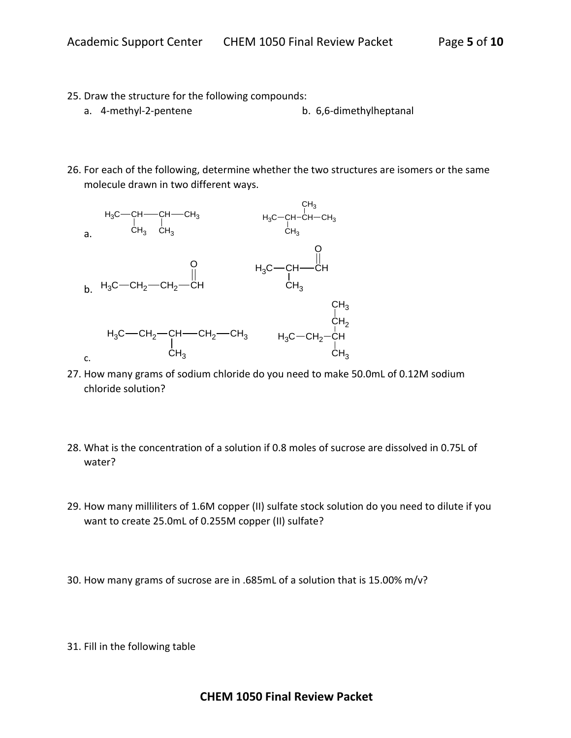25. Draw the structure for the following compounds:
    a. 4-methyl-2-pentene
    b. 6,6-dimethylheptanal

26. For each of the following, determine whether the two structures are isomers or the same molecule drawn in two different ways.

    a. $H_3C-CH(CH_3)-CH(CH_3)-CH_3$ and $H_3C-CH(CH_3)-CH(CH_3)-CH_3$

    b. $H_3C-CH_2-CH_2-CH(=O)$ and $H_3C-CH(CH_3)-CH(=O)$

    c. $H_3C-CH_2-CH(CH_3)-CH_2-CH_3$ and $H_3C-CH_2-CH(CH_3)-CH_2-CH_3$ (drawn with $CH_2-CH_3$ branch upward)

27. How many grams of sodium chloride do you need to make 50.0mL of 0.12M sodium chloride solution?

28. What is the concentration of a solution if 0.8 moles of sucrose are dissolved in 0.75L of water?

29. How many milliliters of 1.6M copper (II) sulfate stock solution do you need to dilute if you want to create 25.0mL of 0.255M copper (II) sulfate?

30. How many grams of sucrose are in .685mL of a solution that is 15.00% m/v?

31. Fill in the following table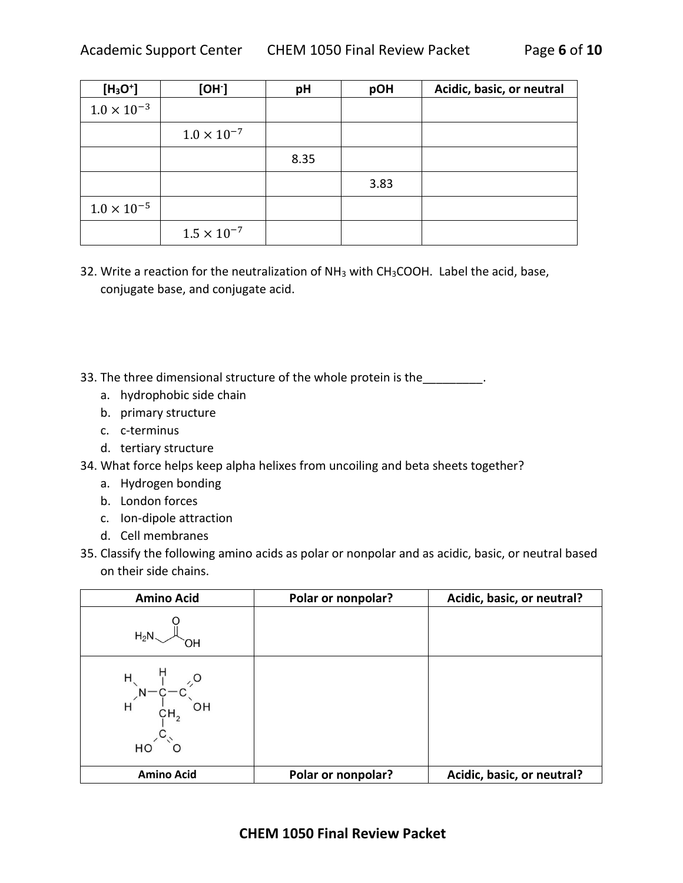| $[H_3O^+]$ | $[OH^-]$ | pH | pOH | Acidic, basic, or neutral |
|---|---|---|---|---|
| $1.0 \times 10^{-3}$ | | | | |
| | $1.0 \times 10^{-7}$ | | | |
| | | 8.35 | | |
| | | | 3.83 | |
| $1.0 \times 10^{-5}$ | | | | |
| | $1.5 \times 10^{-7}$ | | | |

32. Write a reaction for the neutralization of $NH_3$ with $CH_3COOH$. Label the acid, base, conjugate base, and conjugate acid.

33. The three dimensional structure of the whole protein is the_________.
    a. hydrophobic side chain
    b. primary structure
    c. c-terminus
    d. tertiary structure

34. What force helps keep alpha helixes from uncoiling and beta sheets together?
    a. Hydrogen bonding
    b. London forces
    c. Ion-dipole attraction
    d. Cell membranes

35. Classify the following amino acids as polar or nonpolar and as acidic, basic, or neutral based on their side chains.

| Amino Acid | Polar or nonpolar? | Acidic, basic, or neutral? |
|---|---|---|
| $H_2N-CH_2-C(=O)-OH$ | | |
| $H_2N-CH(CH_2-C(=O)-OH)-C(=O)-OH$ | | |
| **Amino Acid** | **Polar or nonpolar?** | **Acidic, basic, or neutral?** |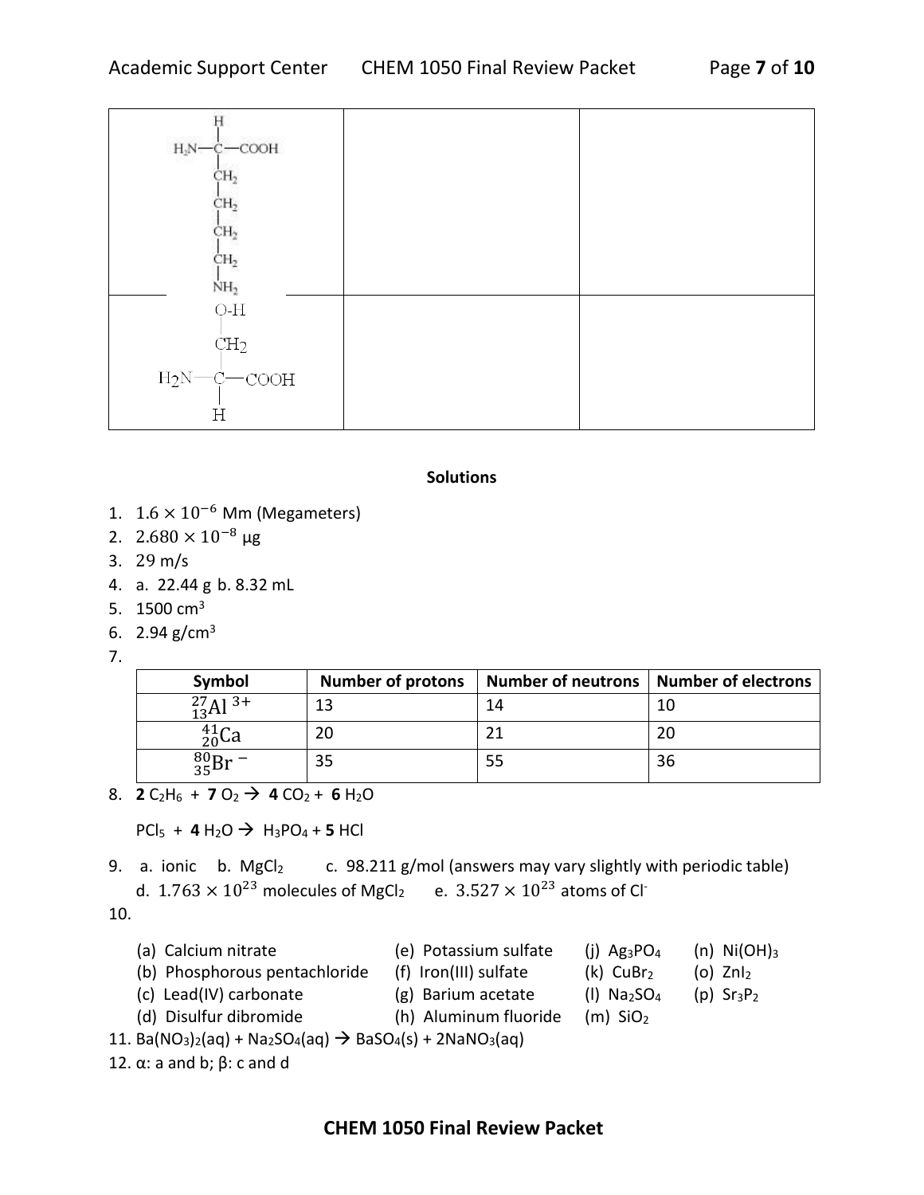| | | |
|---|---|---|
| $H_2N-C(H)(COOH)-CH_2-CH_2-CH_2-CH_2-NH_2$ | | |
| $H_2N-C(H)(COOH)-CH_2-OH$ | | |

**Solutions**

1. $1.6 \times 10^{-6}$ Mm (Megameters)
2. $2.680 \times 10^{-8}$ μg
3. 29 m/s
4. a. 22.44 g b. 8.32 mL
5. 1500 $cm^3$
6. 2.94 $g/cm^3$
7.

| Symbol | Number of protons | Number of neutrons | Number of electrons |
|---|---|---|---|
| ${}^{27}_{13}Al^{3+}$ | 13 | 14 | 10 |
| ${}^{41}_{20}Ca$ | 20 | 21 | 20 |
| ${}^{80}_{35}Br^{-}$ | 35 | 55 | 36 |

8. **2** $C_2H_6$ + **7** $O_2$ → **4** $CO_2$ + **6** $H_2O$

   $PCl_5$ + **4** $H_2O$ → $H_3PO_4$ + **5** HCl

9. a. ionic b. $MgCl_2$ c. 98.211 g/mol (answers may vary slightly with periodic table)
   d. $1.763 \times 10^{23}$ molecules of $MgCl_2$ e. $3.527 \times 10^{23}$ atoms of $Cl^-$
10.

   (a) Calcium nitrate
   (b) Phosphorous pentachloride
   (c) Lead(IV) carbonate
   (d) Disulfur dibromide
   (e) Potassium sulfate
   (f) Iron(III) sulfate
   (g) Barium acetate
   (h) Aluminum fluoride
   (j) $Ag_3PO_4$
   (k) $CuBr_2$
   (l) $Na_2SO_4$
   (m) $SiO_2$
   (n) $Ni(OH)_3$
   (o) $ZnI_2$
   (p) $Sr_3P_2$
11. $Ba(NO_3)_2(aq) + Na_2SO_4(aq) \rightarrow BaSO_4(s) + 2NaNO_3(aq)$
12. α: a and b; β: c and d

**CHEM 1050 Final Review Packet**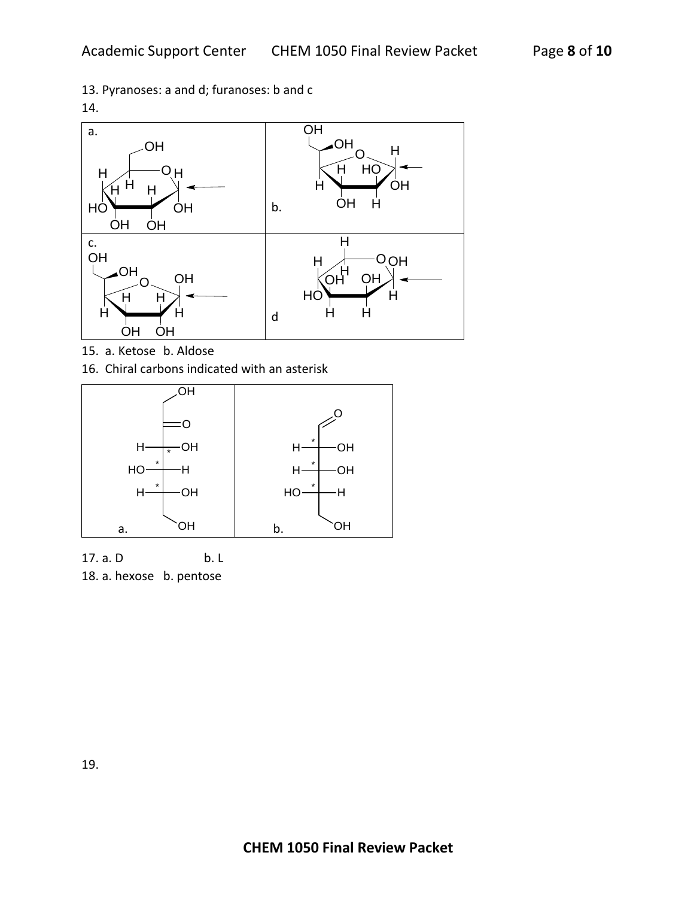13. Pyranoses: a and d; furanoses: b and c

14.

15. a. Ketose b. Aldose

16. Chiral carbons indicated with an asterisk

17. a. D b. L

18. a. hexose b. pentose

19.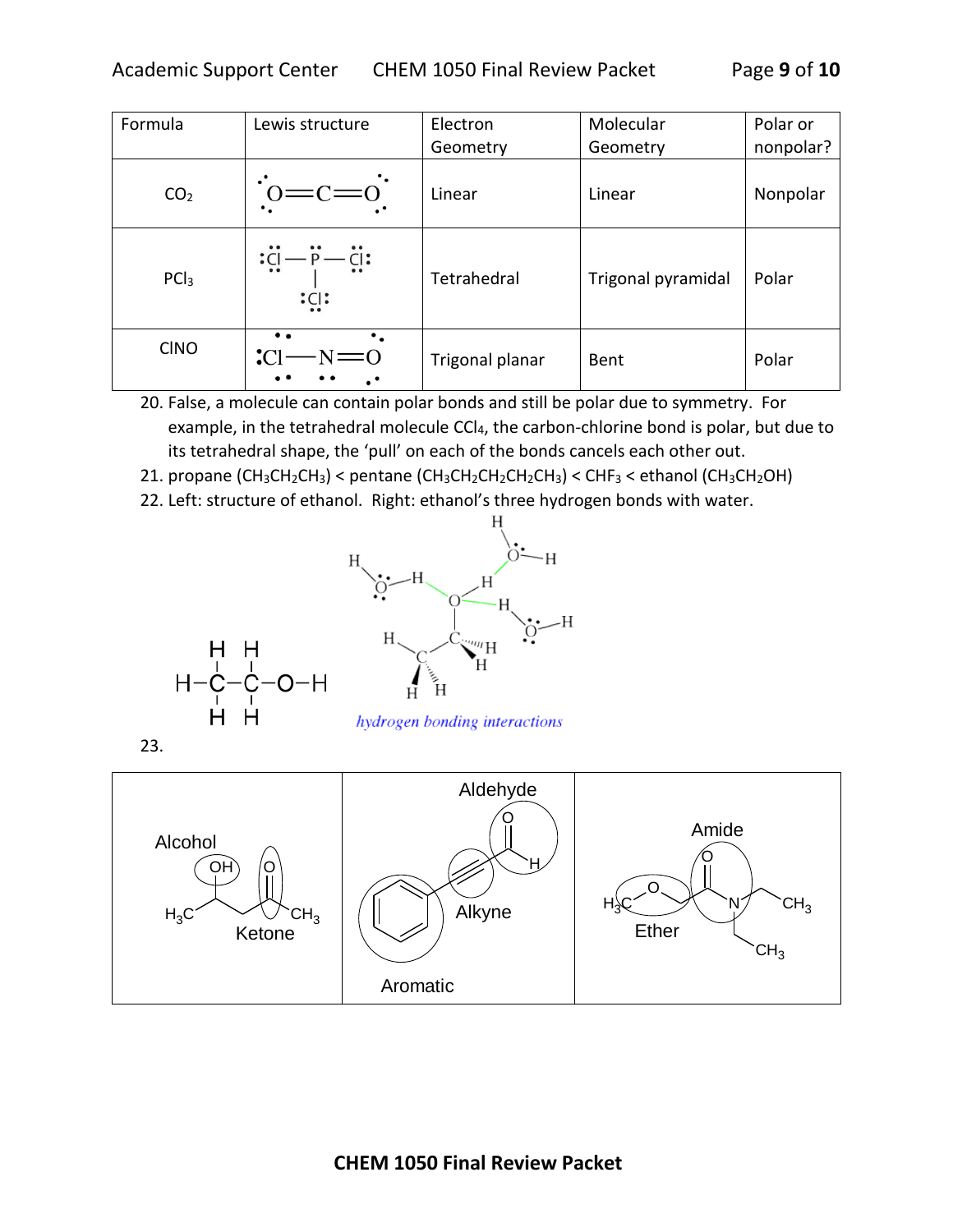| Formula | Lewis structure | Electron Geometry | Molecular Geometry | Polar or nonpolar? |
|---|---|---|---|---|
| $CO_2$ | O=C=O | Linear | Linear | Nonpolar |
| $PCl_3$ | Cl—P—Cl, Cl | Tetrahedral | Trigonal pyramidal | Polar |
| ClNO | Cl—N=O | Trigonal planar | Bent | Polar |

20. False, a molecule can contain polar bonds and still be polar due to symmetry. For example, in the tetrahedral molecule $CCl_4$, the carbon-chlorine bond is polar, but due to its tetrahedral shape, the 'pull' on each of the bonds cancels each other out.
21. propane ($CH_3CH_2CH_3$) < pentane ($CH_3CH_2CH_2CH_2CH_3$) < $CHF_3$ < ethanol ($CH_3CH_2OH$)
22. Left: structure of ethanol. Right: ethanol's three hydrogen bonds with water.

*hydrogen bonding interactions*

23.

Alcohol, Ketone | Aldehyde, Alkyne, Aromatic | Amide, Ether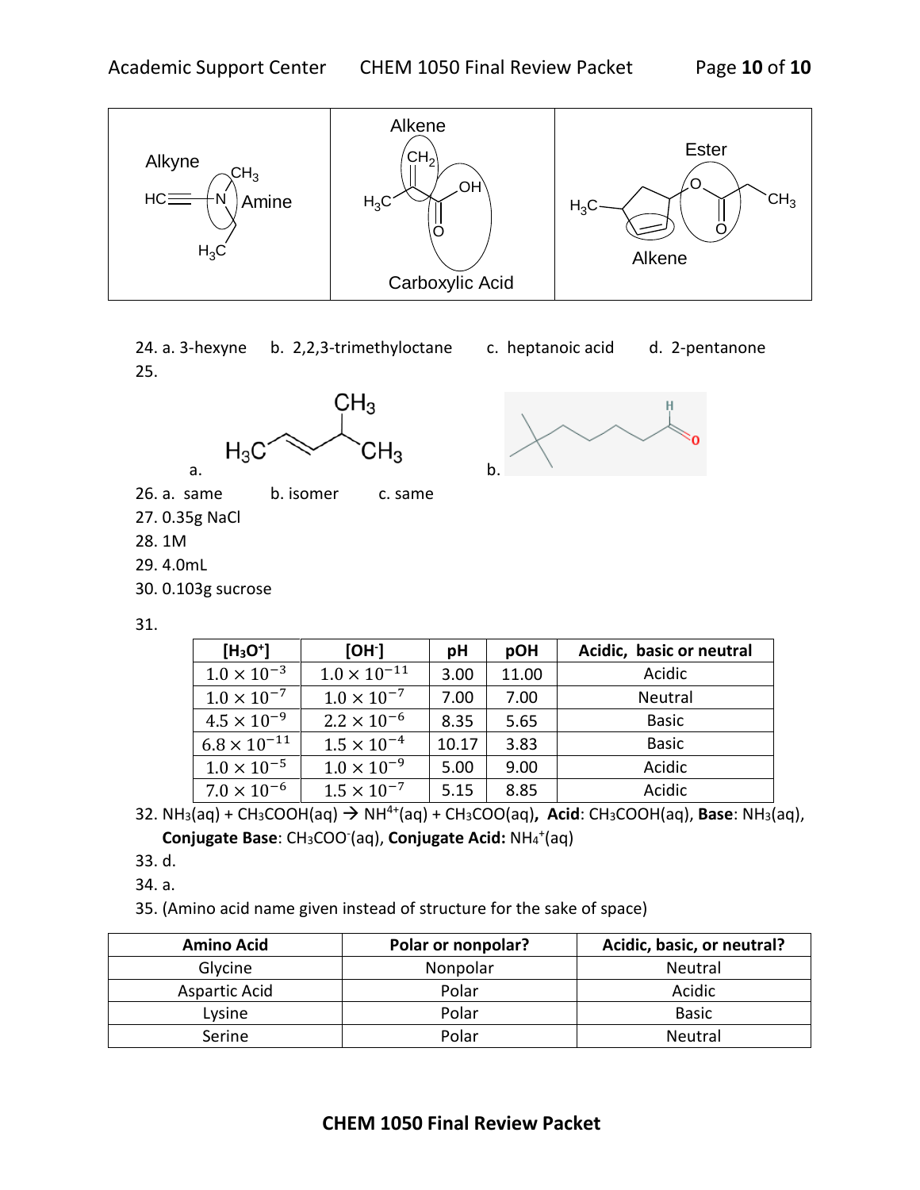| Alkyne / Amine | Alkene / Carboxylic Acid | Ester / Alkene |
|---|---|---|

24. a. 3-hexyne    b. 2,2,3-trimethyloctane    c. heptanoic acid    d. 2-pentanone

25.

a.

b.

26. a. same    b. isomer    c. same

27. 0.35g NaCl

28. 1M

29. 4.0mL

30. 0.103g sucrose

31.

| $[H_3O^+]$ | $[OH^-]$ | pH | pOH | Acidic, basic or neutral |
|---|---|---|---|---|
| $1.0 \times 10^{-3}$ | $1.0 \times 10^{-11}$ | 3.00 | 11.00 | Acidic |
| $1.0 \times 10^{-7}$ | $1.0 \times 10^{-7}$ | 7.00 | 7.00 | Neutral |
| $4.5 \times 10^{-9}$ | $2.2 \times 10^{-6}$ | 8.35 | 5.65 | Basic |
| $6.8 \times 10^{-11}$ | $1.5 \times 10^{-4}$ | 10.17 | 3.83 | Basic |
| $1.0 \times 10^{-5}$ | $1.0 \times 10^{-9}$ | 5.00 | 9.00 | Acidic |
| $7.0 \times 10^{-6}$ | $1.5 \times 10^{-7}$ | 5.15 | 8.85 | Acidic |

32. $NH_3$(aq) + $CH_3COOH$(aq) → $NH^{4+}$(aq) + $CH_3COO$(aq), **Acid**: $CH_3COOH$(aq), **Base**: $NH_3$(aq), **Conjugate Base**: $CH_3COO^-$(aq), **Conjugate Acid:** $NH_4^+$(aq)

33. d.

34. a.

35. (Amino acid name given instead of structure for the sake of space)

| Amino Acid | Polar or nonpolar? | Acidic, basic, or neutral? |
|---|---|---|
| Glycine | Nonpolar | Neutral |
| Aspartic Acid | Polar | Acidic |
| Lysine | Polar | Basic |
| Serine | Polar | Neutral |

**CHEM 1050 Final Review Packet**